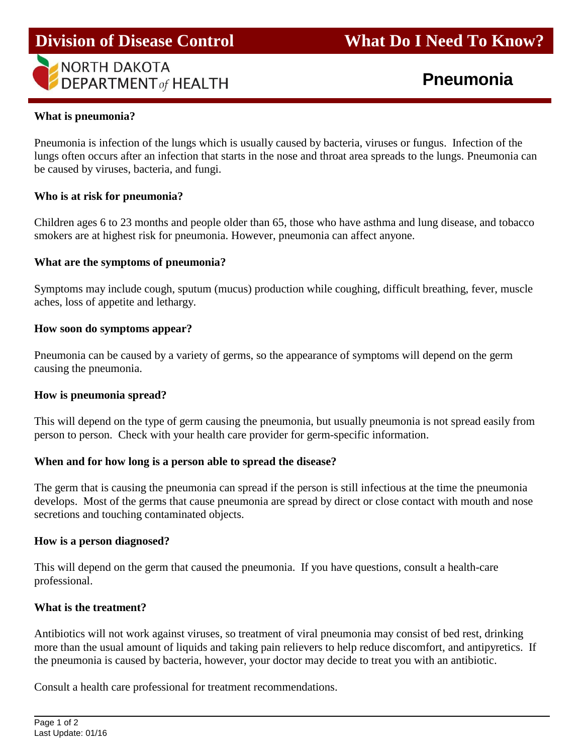# Division of Disease Control — What Do I Need To Know?

NORTH DAKOTA DEPARTMENT *of* HEALTH

## Pneumonia

**What is pneumonia?**

Pneumonia is infection of the lungs which is usually caused by bacteria, viruses or fungus. Infection of the lungs often occurs after an infection that starts in the nose and throat area spreads to the lungs. Pneumonia can be caused by viruses, bacteria, and fungi.

**Who is at risk for pneumonia?**

Children ages 6 to 23 months and people older than 65, those who have asthma and lung disease, and tobacco smokers are at highest risk for pneumonia. However, pneumonia can affect anyone.

**What are the symptoms of pneumonia?**

Symptoms may include cough, sputum (mucus) production while coughing, difficult breathing, fever, muscle aches, loss of appetite and lethargy.

**How soon do symptoms appear?**

Pneumonia can be caused by a variety of germs, so the appearance of symptoms will depend on the germ causing the pneumonia.

**How is pneumonia spread?**

This will depend on the type of germ causing the pneumonia, but usually pneumonia is not spread easily from person to person. Check with your health care provider for germ-specific information.

**When and for how long is a person able to spread the disease?**

The germ that is causing the pneumonia can spread if the person is still infectious at the time the pneumonia develops. Most of the germs that cause pneumonia are spread by direct or close contact with mouth and nose secretions and touching contaminated objects.

**How is a person diagnosed?**

This will depend on the germ that caused the pneumonia. If you have questions, consult a health-care professional.

**What is the treatment?**

Antibiotics will not work against viruses, so treatment of viral pneumonia may consist of bed rest, drinking more than the usual amount of liquids and taking pain relievers to help reduce discomfort, and antipyretics. If the pneumonia is caused by bacteria, however, your doctor may decide to treat you with an antibiotic.

Consult a health care professional for treatment recommendations.

Last Update: 01/16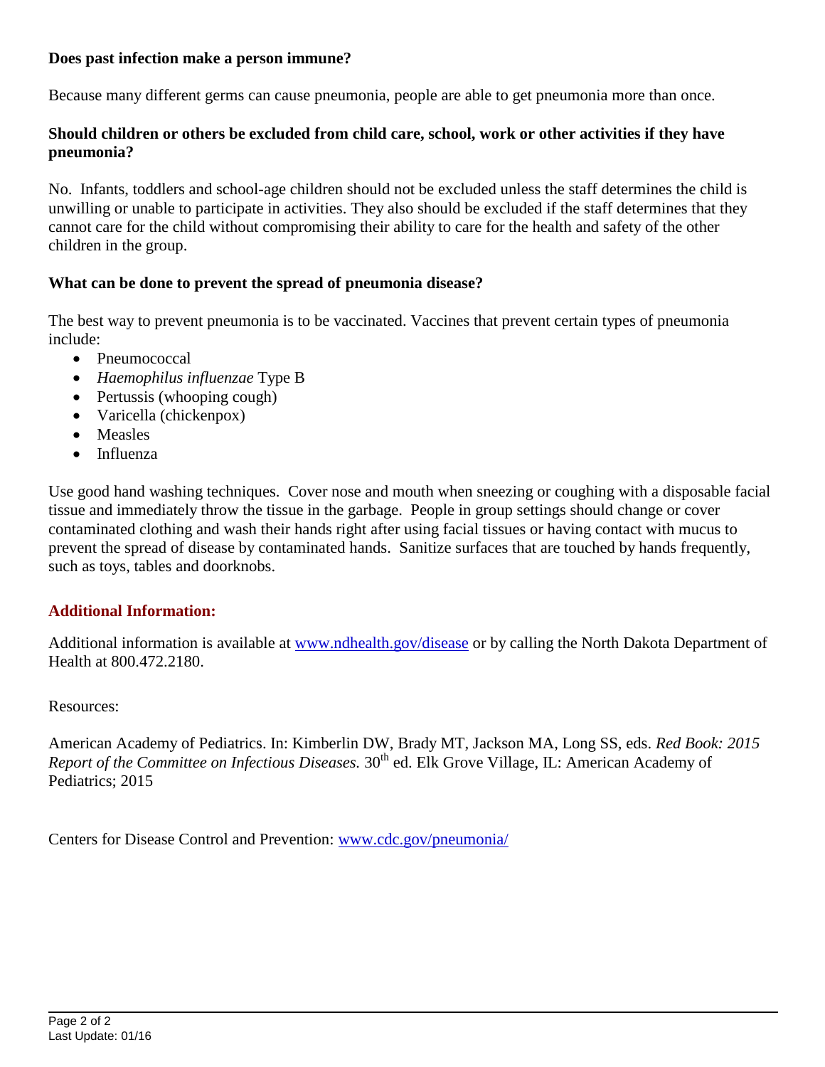**Does past infection make a person immune?**

Because many different germs can cause pneumonia, people are able to get pneumonia more than once.

**Should children or others be excluded from child care, school, work or other activities if they have pneumonia?**

No. Infants, toddlers and school-age children should not be excluded unless the staff determines the child is unwilling or unable to participate in activities. They also should be excluded if the staff determines that they cannot care for the child without compromising their ability to care for the health and safety of the other children in the group.

**What can be done to prevent the spread of pneumonia disease?**

The best way to prevent pneumonia is to be vaccinated. Vaccines that prevent certain types of pneumonia include:

- Pneumococcal
- *Haemophilus influenzae* Type B
- Pertussis (whooping cough)
- Varicella (chickenpox)
- Measles
- Influenza

Use good hand washing techniques. Cover nose and mouth when sneezing or coughing with a disposable facial tissue and immediately throw the tissue in the garbage. People in group settings should change or cover contaminated clothing and wash their hands right after using facial tissues or having contact with mucus to prevent the spread of disease by contaminated hands. Sanitize surfaces that are touched by hands frequently, such as toys, tables and doorknobs.

## Additional Information:

Additional information is available at [www.ndhealth.gov/disease](www.ndhealth.gov/disease) or by calling the North Dakota Department of Health at 800.472.2180.

Resources:

American Academy of Pediatrics. In: Kimberlin DW, Brady MT, Jackson MA, Long SS, eds. *Red Book: 2015 Report of the Committee on Infectious Diseases.* 30th ed. Elk Grove Village, IL: American Academy of Pediatrics; 2015

Centers for Disease Control and Prevention: [www.cdc.gov/pneumonia/](www.cdc.gov/pneumonia/)

Last Update: 01/16